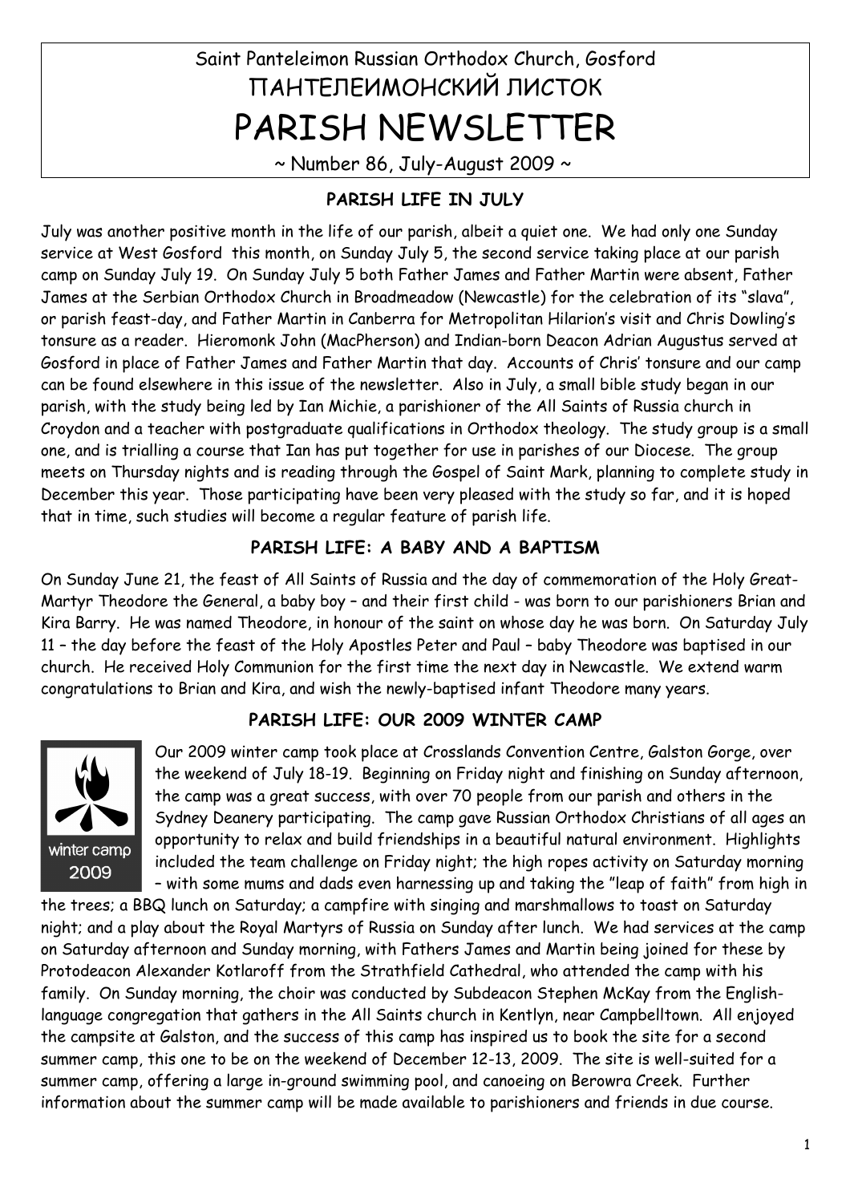Saint Panteleimon Russian Orthodox Church, Gosford

ПАНТЕЛЕИМОНСКИЙ ЛИСТОК

# PARISH NEWSLETTER

~ Number 86, July-August 2009 ~

## PARISH LIFE IN JULY

July was another positive month in the life of our parish, albeit a quiet one. We had only one Sunday service at West Gosford this month, on Sunday July 5, the second service taking place at our parish camp on Sunday July 19. On Sunday July 5 both Father James and Father Martin were absent, Father James at the Serbian Orthodox Church in Broadmeadow (Newcastle) for the celebration of its "slava", or parish feast-day, and Father Martin in Canberra for Metropolitan Hilarion's visit and Chris Dowling's tonsure as a reader. Hieromonk John (MacPherson) and Indian-born Deacon Adrian Augustus served at Gosford in place of Father James and Father Martin that day. Accounts of Chris' tonsure and our camp can be found elsewhere in this issue of the newsletter. Also in July, a small bible study began in our parish, with the study being led by Ian Michie, a parishioner of the All Saints of Russia church in Croydon and a teacher with postgraduate qualifications in Orthodox theology. The study group is a small one, and is trialling a course that Ian has put together for use in parishes of our Diocese. The group meets on Thursday nights and is reading through the Gospel of Saint Mark, planning to complete study in December this year. Those participating have been very pleased with the study so far, and it is hoped that in time, such studies will become a regular feature of parish life.

## PARISH LIFE: A BABY AND A BAPTISM

On Sunday June 21, the feast of All Saints of Russia and the day of commemoration of the Holy Great-Martyr Theodore the General, a baby boy – and their first child - was born to our parishioners Brian and Kira Barry. He was named Theodore, in honour of the saint on whose day he was born. On Saturday July 11 – the day before the feast of the Holy Apostles Peter and Paul – baby Theodore was baptised in our church. He received Holy Communion for the first time the next day in Newcastle. We extend warm congratulations to Brian and Kira, and wish the newly-baptised infant Theodore many years.

## PARISH LIFE: OUR 2009 WINTER CAMP

Our 2009 winter camp took place at Crosslands Convention Centre, Galston Gorge, over the weekend of July 18-19. Beginning on Friday night and finishing on Sunday afternoon, the camp was a great success, with over 70 people from our parish and others in the Sydney Deanery participating. The camp gave Russian Orthodox Christians of all ages an opportunity to relax and build friendships in a beautiful natural environment. Highlights included the team challenge on Friday night; the high ropes activity on Saturday morning – with some mums and dads even harnessing up and taking the "leap of faith" from high in the trees; a BBQ lunch on Saturday; a campfire with singing and marshmallows to toast on Saturday night; and a play about the Royal Martyrs of Russia on Sunday after lunch. We had services at the camp on Saturday afternoon and Sunday morning, with Fathers James and Martin being joined for these by Protodeacon Alexander Kotlaroff from the Strathfield Cathedral, who attended the camp with his family. On Sunday morning, the choir was conducted by Subdeacon Stephen McKay from the English-language congregation that gathers in the All Saints church in Kentlyn, near Campbelltown. All enjoyed the campsite at Galston, and the success of this camp has inspired us to book the site for a second summer camp, this one to be on the weekend of December 12-13, 2009. The site is well-suited for a summer camp, offering a large in-ground swimming pool, and canoeing on Berowra Creek. Further information about the summer camp will be made available to parishioners and friends in due course.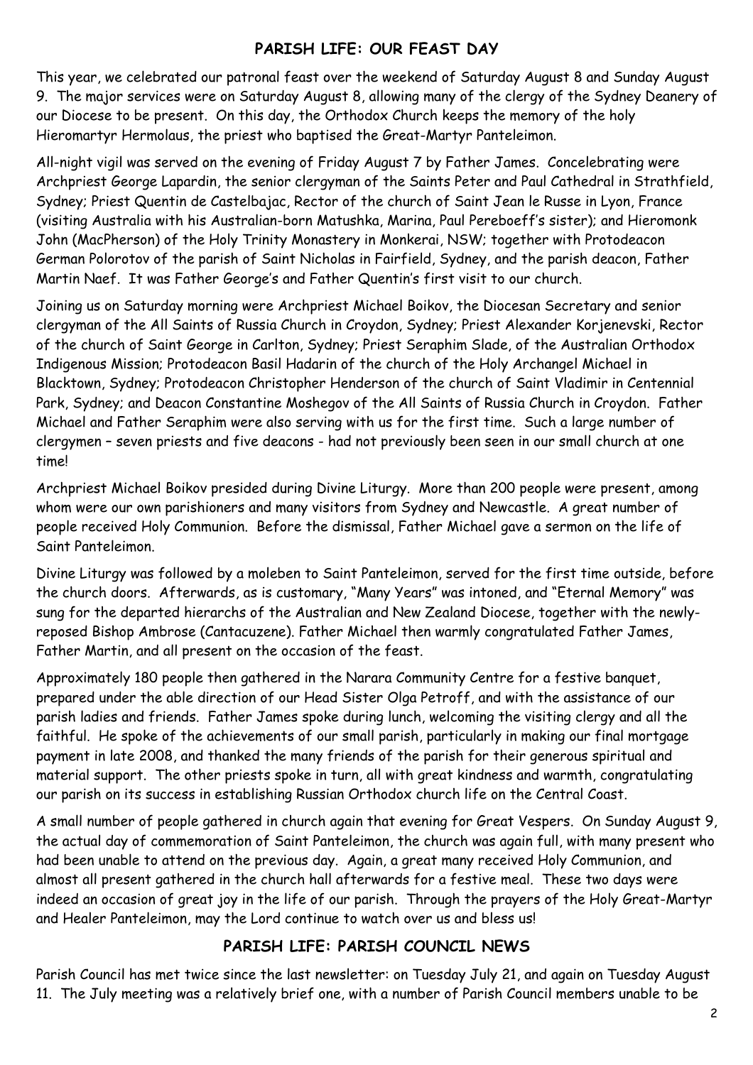## PARISH LIFE: OUR FEAST DAY

This year, we celebrated our patronal feast over the weekend of Saturday August 8 and Sunday August 9. The major services were on Saturday August 8, allowing many of the clergy of the Sydney Deanery of our Diocese to be present. On this day, the Orthodox Church keeps the memory of the holy Hieromartyr Hermolaus, the priest who baptised the Great-Martyr Panteleimon.

All-night vigil was served on the evening of Friday August 7 by Father James. Concelebrating were Archpriest George Lapardin, the senior clergyman of the Saints Peter and Paul Cathedral in Strathfield, Sydney; Priest Quentin de Castelbajac, Rector of the church of Saint Jean le Russe in Lyon, France (visiting Australia with his Australian-born Matushka, Marina, Paul Pereboeff's sister); and Hieromonk John (MacPherson) of the Holy Trinity Monastery in Monkerai, NSW; together with Protodeacon German Polorotov of the parish of Saint Nicholas in Fairfield, Sydney, and the parish deacon, Father Martin Naef. It was Father George's and Father Quentin's first visit to our church.

Joining us on Saturday morning were Archpriest Michael Boikov, the Diocesan Secretary and senior clergyman of the All Saints of Russia Church in Croydon, Sydney; Priest Alexander Korjenevski, Rector of the church of Saint George in Carlton, Sydney; Priest Seraphim Slade, of the Australian Orthodox Indigenous Mission; Protodeacon Basil Hadarin of the church of the Holy Archangel Michael in Blacktown, Sydney; Protodeacon Christopher Henderson of the church of Saint Vladimir in Centennial Park, Sydney; and Deacon Constantine Moshegov of the All Saints of Russia Church in Croydon. Father Michael and Father Seraphim were also serving with us for the first time. Such a large number of clergymen – seven priests and five deacons - had not previously been seen in our small church at one time!

Archpriest Michael Boikov presided during Divine Liturgy. More than 200 people were present, among whom were our own parishioners and many visitors from Sydney and Newcastle. A great number of people received Holy Communion. Before the dismissal, Father Michael gave a sermon on the life of Saint Panteleimon.

Divine Liturgy was followed by a moleben to Saint Panteleimon, served for the first time outside, before the church doors. Afterwards, as is customary, "Many Years" was intoned, and "Eternal Memory" was sung for the departed hierarchs of the Australian and New Zealand Diocese, together with the newly-reposed Bishop Ambrose (Cantacuzene). Father Michael then warmly congratulated Father James, Father Martin, and all present on the occasion of the feast.

Approximately 180 people then gathered in the Narara Community Centre for a festive banquet, prepared under the able direction of our Head Sister Olga Petroff, and with the assistance of our parish ladies and friends. Father James spoke during lunch, welcoming the visiting clergy and all the faithful. He spoke of the achievements of our small parish, particularly in making our final mortgage payment in late 2008, and thanked the many friends of the parish for their generous spiritual and material support. The other priests spoke in turn, all with great kindness and warmth, congratulating our parish on its success in establishing Russian Orthodox church life on the Central Coast.

A small number of people gathered in church again that evening for Great Vespers. On Sunday August 9, the actual day of commemoration of Saint Panteleimon, the church was again full, with many present who had been unable to attend on the previous day. Again, a great many received Holy Communion, and almost all present gathered in the church hall afterwards for a festive meal. These two days were indeed an occasion of great joy in the life of our parish. Through the prayers of the Holy Great-Martyr and Healer Panteleimon, may the Lord continue to watch over us and bless us!

## PARISH LIFE: PARISH COUNCIL NEWS

Parish Council has met twice since the last newsletter: on Tuesday July 21, and again on Tuesday August 11. The July meeting was a relatively brief one, with a number of Parish Council members unable to be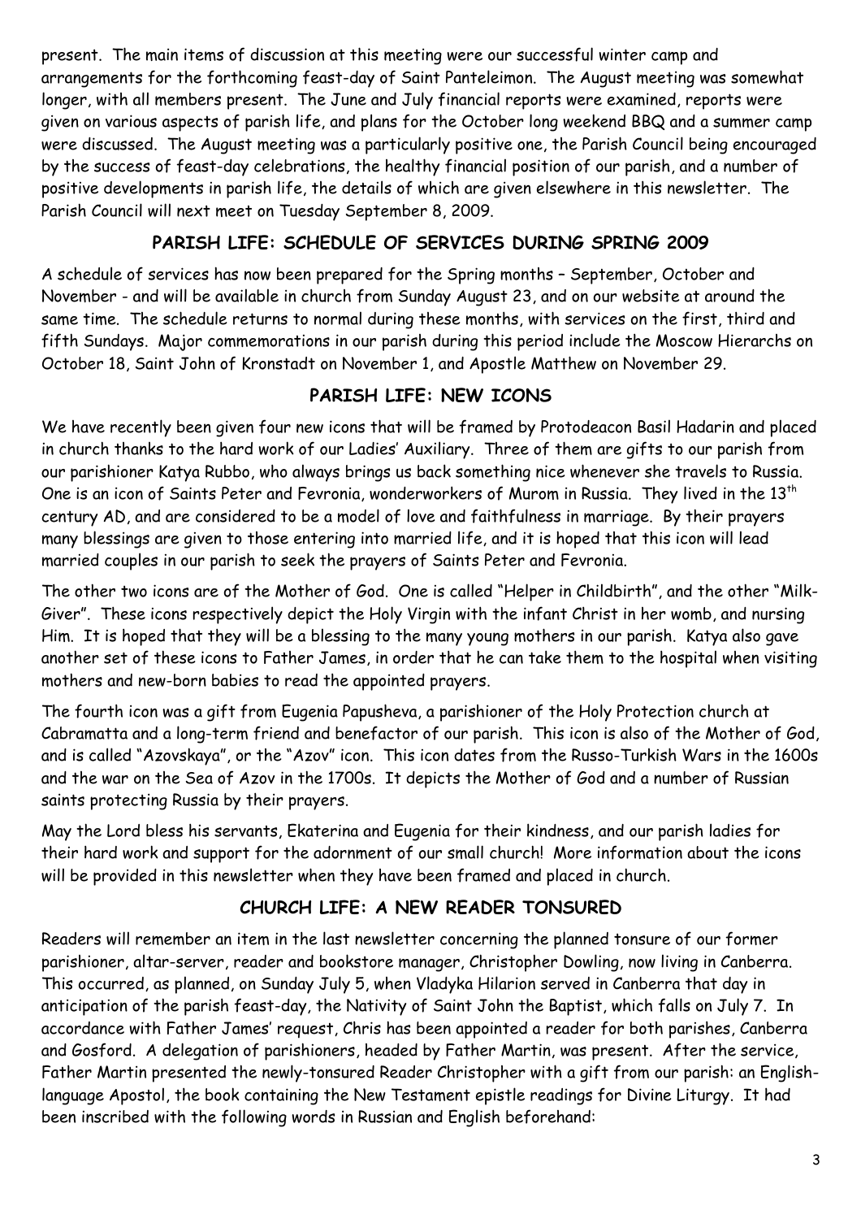present. The main items of discussion at this meeting were our successful winter camp and arrangements for the forthcoming feast-day of Saint Panteleimon. The August meeting was somewhat longer, with all members present. The June and July financial reports were examined, reports were given on various aspects of parish life, and plans for the October long weekend BBQ and a summer camp were discussed. The August meeting was a particularly positive one, the Parish Council being encouraged by the success of feast-day celebrations, the healthy financial position of our parish, and a number of positive developments in parish life, the details of which are given elsewhere in this newsletter. The Parish Council will next meet on Tuesday September 8, 2009.

## PARISH LIFE: SCHEDULE OF SERVICES DURING SPRING 2009

A schedule of services has now been prepared for the Spring months – September, October and November - and will be available in church from Sunday August 23, and on our website at around the same time. The schedule returns to normal during these months, with services on the first, third and fifth Sundays. Major commemorations in our parish during this period include the Moscow Hierarchs on October 18, Saint John of Kronstadt on November 1, and Apostle Matthew on November 29.

## PARISH LIFE: NEW ICONS

We have recently been given four new icons that will be framed by Protodeacon Basil Hadarin and placed in church thanks to the hard work of our Ladies' Auxiliary. Three of them are gifts to our parish from our parishioner Katya Rubbo, who always brings us back something nice whenever she travels to Russia. One is an icon of Saints Peter and Fevronia, wonderworkers of Murom in Russia. They lived in the 13th century AD, and are considered to be a model of love and faithfulness in marriage. By their prayers many blessings are given to those entering into married life, and it is hoped that this icon will lead married couples in our parish to seek the prayers of Saints Peter and Fevronia.

The other two icons are of the Mother of God. One is called "Helper in Childbirth", and the other "Milk-Giver". These icons respectively depict the Holy Virgin with the infant Christ in her womb, and nursing Him. It is hoped that they will be a blessing to the many young mothers in our parish. Katya also gave another set of these icons to Father James, in order that he can take them to the hospital when visiting mothers and new-born babies to read the appointed prayers.

The fourth icon was a gift from Eugenia Papusheva, a parishioner of the Holy Protection church at Cabramatta and a long-term friend and benefactor of our parish. This icon is also of the Mother of God, and is called "Azovskaya", or the "Azov" icon. This icon dates from the Russo-Turkish Wars in the 1600s and the war on the Sea of Azov in the 1700s. It depicts the Mother of God and a number of Russian saints protecting Russia by their prayers.

May the Lord bless his servants, Ekaterina and Eugenia for their kindness, and our parish ladies for their hard work and support for the adornment of our small church! More information about the icons will be provided in this newsletter when they have been framed and placed in church.

## CHURCH LIFE: A NEW READER TONSURED

Readers will remember an item in the last newsletter concerning the planned tonsure of our former parishioner, altar-server, reader and bookstore manager, Christopher Dowling, now living in Canberra. This occurred, as planned, on Sunday July 5, when Vladyka Hilarion served in Canberra that day in anticipation of the parish feast-day, the Nativity of Saint John the Baptist, which falls on July 7. In accordance with Father James' request, Chris has been appointed a reader for both parishes, Canberra and Gosford. A delegation of parishioners, headed by Father Martin, was present. After the service, Father Martin presented the newly-tonsured Reader Christopher with a gift from our parish: an English-language Apostol, the book containing the New Testament epistle readings for Divine Liturgy. It had been inscribed with the following words in Russian and English beforehand: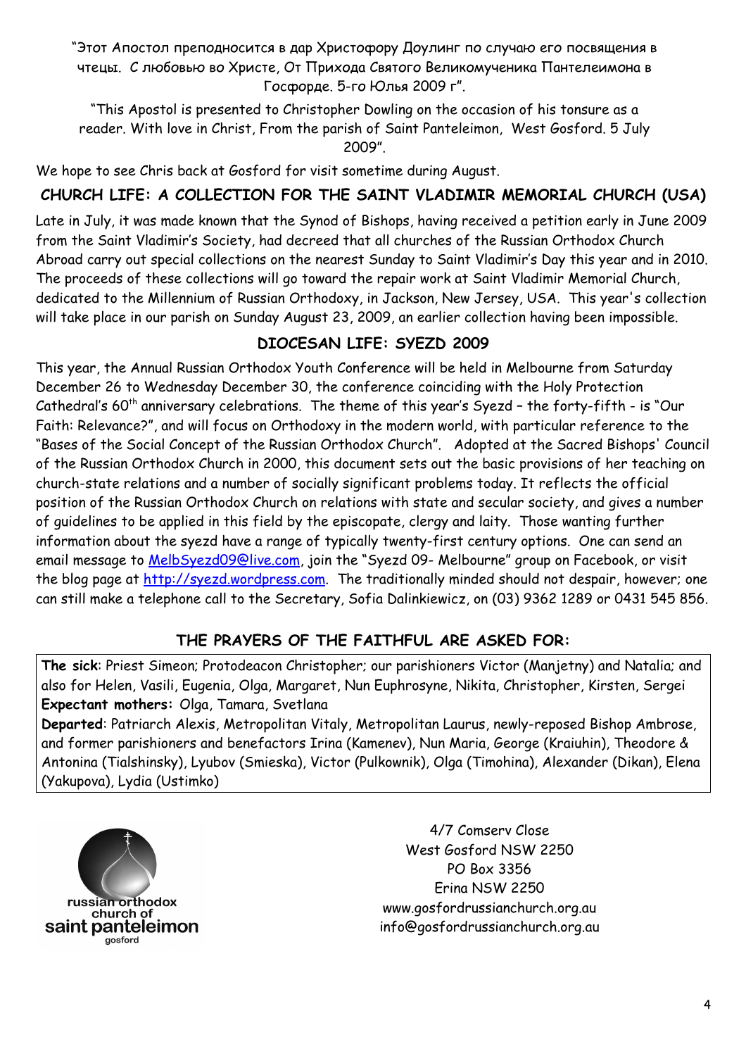"Этот Апостол преподносится в дар Христофору Доулинг по случаю его посвящения в чтецы. С любовью во Христе, От Прихода Святого Великомученика Пантелеимона в Госфорде. 5-го Юлья 2009 г".

"This Apostol is presented to Christopher Dowling on the occasion of his tonsure as a reader. With love in Christ, From the parish of Saint Panteleimon, West Gosford. 5 July 2009".

We hope to see Chris back at Gosford for visit sometime during August.

## CHURCH LIFE: A COLLECTION FOR THE SAINT VLADIMIR MEMORIAL CHURCH (USA)

Late in July, it was made known that the Synod of Bishops, having received a petition early in June 2009 from the Saint Vladimir's Society, had decreed that all churches of the Russian Orthodox Church Abroad carry out special collections on the nearest Sunday to Saint Vladimir's Day this year and in 2010. The proceeds of these collections will go toward the repair work at Saint Vladimir Memorial Church, dedicated to the Millennium of Russian Orthodoxy, in Jackson, New Jersey, USA. This year's collection will take place in our parish on Sunday August 23, 2009, an earlier collection having been impossible.

## DIOCESAN LIFE: SYEZD 2009

This year, the Annual Russian Orthodox Youth Conference will be held in Melbourne from Saturday December 26 to Wednesday December 30, the conference coinciding with the Holy Protection Cathedral's 60th anniversary celebrations. The theme of this year's Syezd – the forty-fifth - is "Our Faith: Relevance?", and will focus on Orthodoxy in the modern world, with particular reference to the "Bases of the Social Concept of the Russian Orthodox Church". Adopted at the Sacred Bishops' Council of the Russian Orthodox Church in 2000, this document sets out the basic provisions of her teaching on church-state relations and a number of socially significant problems today. It reflects the official position of the Russian Orthodox Church on relations with state and secular society, and gives a number of guidelines to be applied in this field by the episcopate, clergy and laity. Those wanting further information about the syezd have a range of typically twenty-first century options. One can send an email message to MelbSyezd09@live.com, join the "Syezd 09- Melbourne" group on Facebook, or visit the blog page at http://syezd.wordpress.com. The traditionally minded should not despair, however; one can still make a telephone call to the Secretary, Sofia Dalinkiewicz, on (03) 9362 1289 or 0431 545 856.

## THE PRAYERS OF THE FAITHFUL ARE ASKED FOR:

**The sick**: Priest Simeon; Protodeacon Christopher; our parishioners Victor (Manjetny) and Natalia; and also for Helen, Vasili, Eugenia, Olga, Margaret, Nun Euphrosyne, Nikita, Christopher, Kirsten, Sergei
**Expectant mothers:** Olga, Tamara, Svetlana
**Departed**: Patriarch Alexis, Metropolitan Vitaly, Metropolitan Laurus, newly-reposed Bishop Ambrose, and former parishioners and benefactors Irina (Kamenev), Nun Maria, George (Kraiuhin), Theodore & Antonina (Tialshinsky), Lyubov (Smieska), Victor (Pulkownik), Olga (Timohina), Alexander (Dikan), Elena (Yakupova), Lydia (Ustimko)

russian orthodox
church of
saint panteleimon
gosford

4/7 Comserv Close
West Gosford NSW 2250
PO Box 3356
Erina NSW 2250
www.gosfordrussianchurch.org.au
info@gosfordrussianchurch.org.au